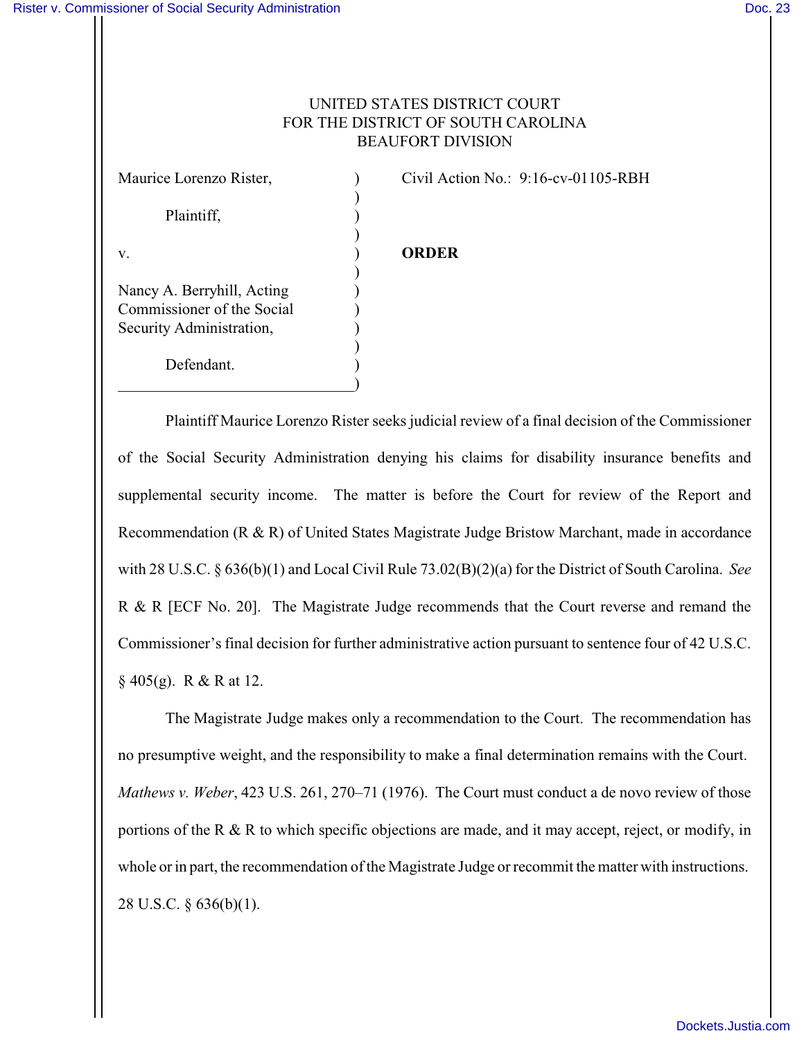UNITED STATES DISTRICT COURT
FOR THE DISTRICT OF SOUTH CAROLINA
BEAUFORT DIVISION

| | |
|---|---|
| Maurice Lorenzo Rister,<br><br>Plaintiff,<br><br>v.<br><br>Nancy A. Berryhill, Acting Commissioner of the Social Security Administration,<br><br>Defendant. | Civil Action No.: 9:16-cv-01105-RBH<br><br><br><br>**ORDER** |

Plaintiff Maurice Lorenzo Rister seeks judicial review of a final decision of the Commissioner of the Social Security Administration denying his claims for disability insurance benefits and supplemental security income. The matter is before the Court for review of the Report and Recommendation (R & R) of United States Magistrate Judge Bristow Marchant, made in accordance with 28 U.S.C. § 636(b)(1) and Local Civil Rule 73.02(B)(2)(a) for the District of South Carolina. *See* R & R [ECF No. 20]. The Magistrate Judge recommends that the Court reverse and remand the Commissioner's final decision for further administrative action pursuant to sentence four of 42 U.S.C. § 405(g). R & R at 12.

The Magistrate Judge makes only a recommendation to the Court. The recommendation has no presumptive weight, and the responsibility to make a final determination remains with the Court. *Mathews v. Weber*, 423 U.S. 261, 270–71 (1976). The Court must conduct a de novo review of those portions of the R & R to which specific objections are made, and it may accept, reject, or modify, in whole or in part, the recommendation of the Magistrate Judge or recommit the matter with instructions. 28 U.S.C. § 636(b)(1).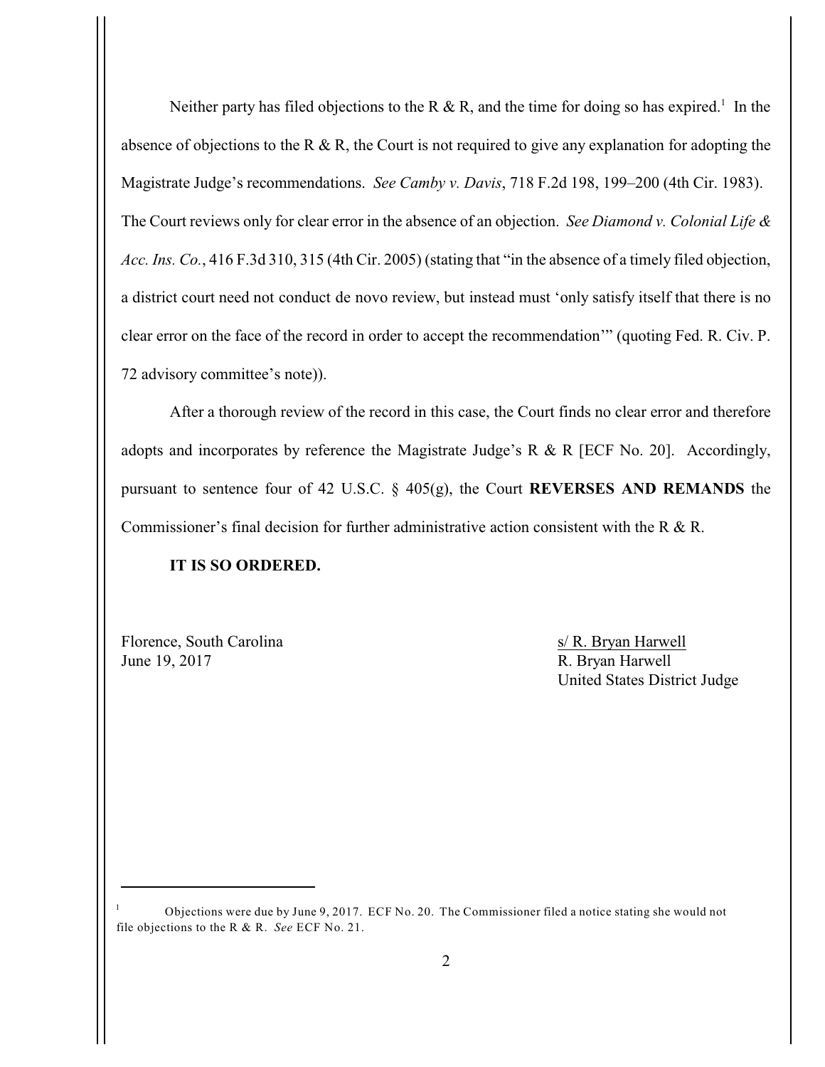Neither party has filed objections to the R & R, and the time for doing so has expired.[1] In the absence of objections to the R & R, the Court is not required to give any explanation for adopting the Magistrate Judge's recommendations. *See Camby v. Davis*, 718 F.2d 198, 199–200 (4th Cir. 1983). The Court reviews only for clear error in the absence of an objection. *See Diamond v. Colonial Life & Acc. Ins. Co.*, 416 F.3d 310, 315 (4th Cir. 2005) (stating that "in the absence of a timely filed objection, a district court need not conduct de novo review, but instead must 'only satisfy itself that there is no clear error on the face of the record in order to accept the recommendation'" (quoting Fed. R. Civ. P. 72 advisory committee's note)).

After a thorough review of the record in this case, the Court finds no clear error and therefore adopts and incorporates by reference the Magistrate Judge's R & R [ECF No. 20]. Accordingly, pursuant to sentence four of 42 U.S.C. § 405(g), the Court **REVERSES AND REMANDS** the Commissioner's final decision for further administrative action consistent with the R & R.

**IT IS SO ORDERED.**

Florence, South Carolina
June 19, 2017

s/ R. Bryan Harwell
R. Bryan Harwell
United States District Judge

---

[1] Objections were due by June 9, 2017. ECF No. 20. The Commissioner filed a notice stating she would not file objections to the R & R. *See* ECF No. 21.